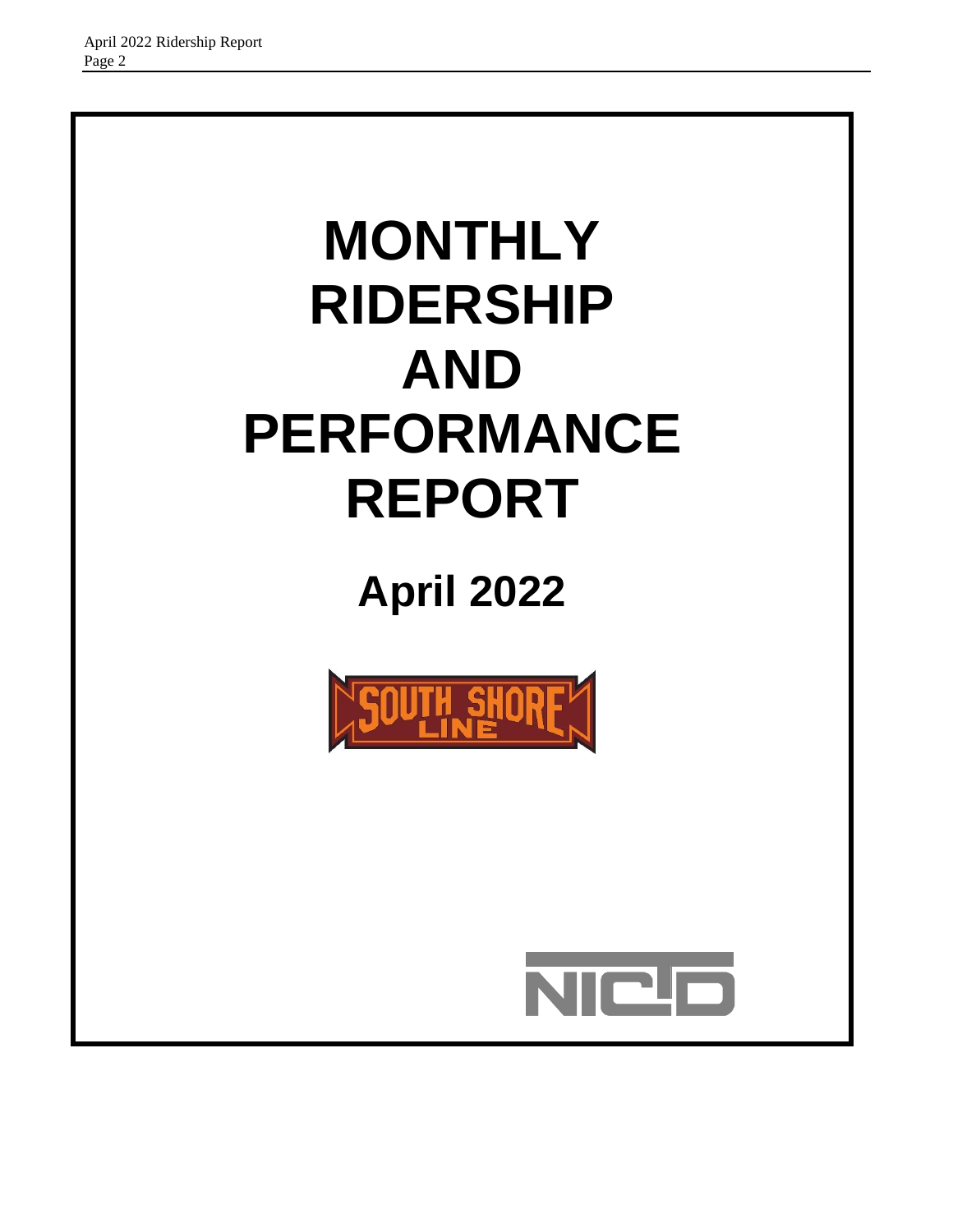# MONTHLY RIDERSHIP AND PERFORMANCE REPORT

## April 2022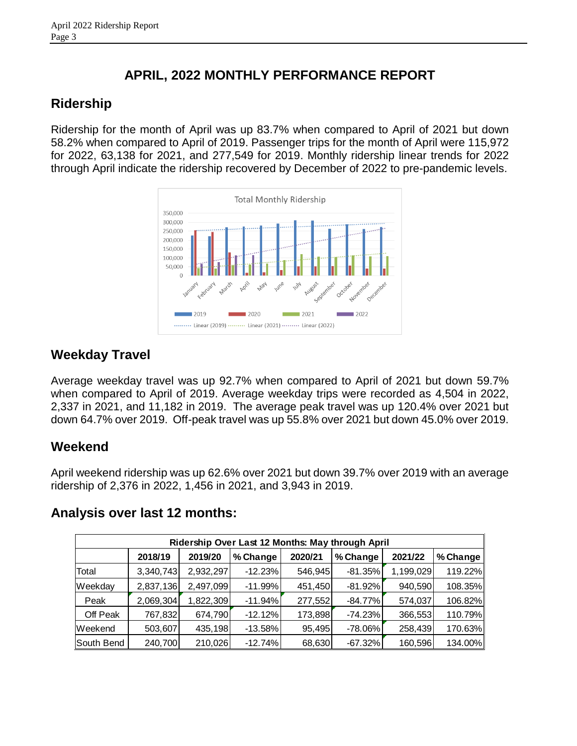# APRIL, 2022 MONTHLY PERFORMANCE REPORT

## Ridership

Ridership for the month of April was up 83.7% when compared to April of 2021 but down 58.2% when compared to April of 2019. Passenger trips for the month of April were 115,972 for 2022, 63,138 for 2021, and 277,549 for 2019. Monthly ridership linear trends for 2022 through April indicate the ridership recovered by December of 2022 to pre-pandemic levels.

## Weekday Travel

Average weekday travel was up 92.7% when compared to April of 2021 but down 59.7% when compared to April of 2019. Average weekday trips were recorded as 4,504 in 2022, 2,337 in 2021, and 11,182 in 2019. The average peak travel was up 120.4% over 2021 but down 64.7% over 2019. Off-peak travel was up 55.8% over 2021 but down 45.0% over 2019.

## Weekend

April weekend ridership was up 62.6% over 2021 but down 39.7% over 2019 with an average ridership of 2,376 in 2022, 1,456 in 2021, and 3,943 in 2019.

## Analysis over last 12 months:

| Ridership Over Last 12 Months: May through April | | | | | | | |
|---|---|---|---|---|---|---|---|
| | 2018/19 | 2019/20 | % Change | 2020/21 | % Change | 2021/22 | % Change |
| Total | 3,340,743 | 2,932,297 | -12.23% | 546,945 | -81.35% | 1,199,029 | 119.22% |
| Weekday | 2,837,136 | 2,497,099 | -11.99% | 451,450 | -81.92% | 940,590 | 108.35% |
| Peak | 2,069,304 | 1,822,309 | -11.94% | 277,552 | -84.77% | 574,037 | 106.82% |
| Off Peak | 767,832 | 674,790 | -12.12% | 173,898 | -74.23% | 366,553 | 110.79% |
| Weekend | 503,607 | 435,198 | -13.58% | 95,495 | -78.06% | 258,439 | 170.63% |
| South Bend | 240,700 | 210,026 | -12.74% | 68,630 | -67.32% | 160,596 | 134.00% |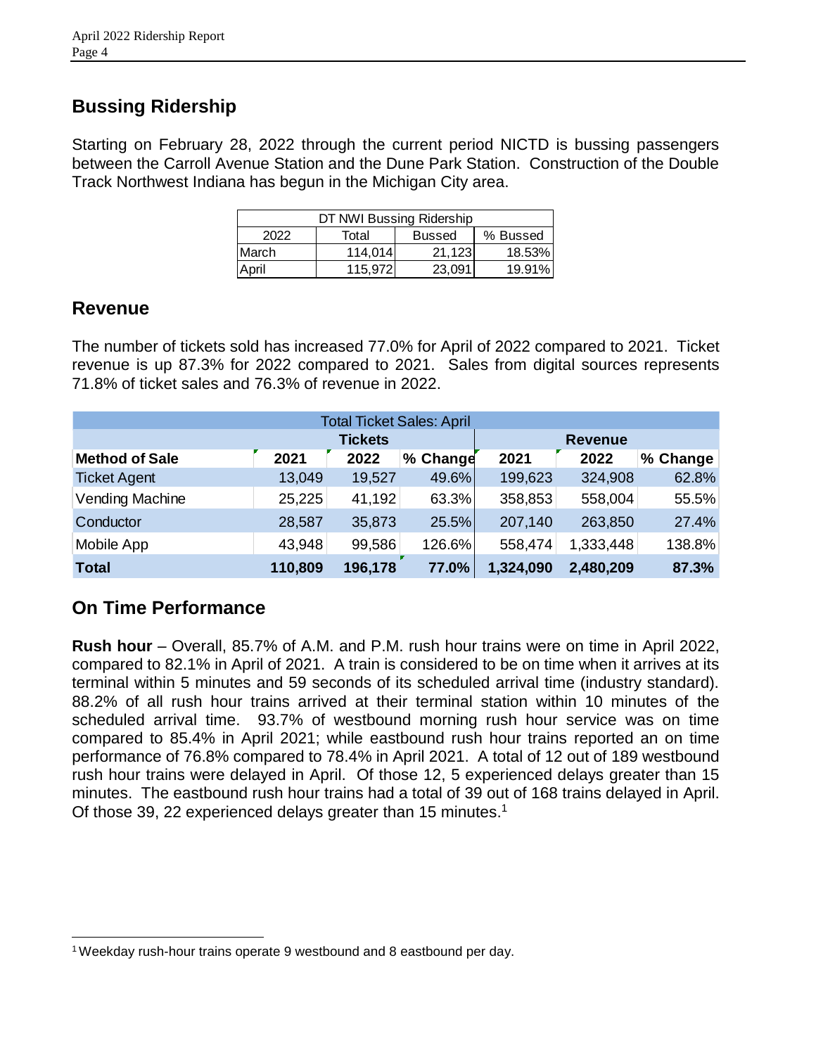## Bussing Ridership

Starting on February 28, 2022 through the current period NICTD is bussing passengers between the Carroll Avenue Station and the Dune Park Station. Construction of the Double Track Northwest Indiana has begun in the Michigan City area.

| DT NWI Bussing Ridership | | | |
|---|---|---|---|
| 2022 | Total | Bussed | % Bussed |
| March | 114,014 | 21,123 | 18.53% |
| April | 115,972 | 23,091 | 19.91% |

## Revenue

The number of tickets sold has increased 77.0% for April of 2022 compared to 2021. Ticket revenue is up 87.3% for 2022 compared to 2021. Sales from digital sources represents 71.8% of ticket sales and 76.3% of revenue in 2022.

| Total Ticket Sales: April | | | | | | |
|---|---|---|---|---|---|---|
| | Tickets | | | Revenue | | |
| **Method of Sale** | **2021** | **2022** | **% Change** | **2021** | **2022** | **% Change** |
| Ticket Agent | 13,049 | 19,527 | 49.6% | 199,623 | 324,908 | 62.8% |
| Vending Machine | 25,225 | 41,192 | 63.3% | 358,853 | 558,004 | 55.5% |
| Conductor | 28,587 | 35,873 | 25.5% | 207,140 | 263,850 | 27.4% |
| Mobile App | 43,948 | 99,586 | 126.6% | 558,474 | 1,333,448 | 138.8% |
| **Total** | **110,809** | **196,178** | **77.0%** | **1,324,090** | **2,480,209** | **87.3%** |

## On Time Performance

**Rush hour** – Overall, 85.7% of A.M. and P.M. rush hour trains were on time in April 2022, compared to 82.1% in April of 2021. A train is considered to be on time when it arrives at its terminal within 5 minutes and 59 seconds of its scheduled arrival time (industry standard). 88.2% of all rush hour trains arrived at their terminal station within 10 minutes of the scheduled arrival time. 93.7% of westbound morning rush hour service was on time compared to 85.4% in April 2021; while eastbound rush hour trains reported an on time performance of 76.8% compared to 78.4% in April 2021. A total of 12 out of 189 westbound rush hour trains were delayed in April. Of those 12, 5 experienced delays greater than 15 minutes. The eastbound rush hour trains had a total of 39 out of 168 trains delayed in April. Of those 39, 22 experienced delays greater than 15 minutes.[1]

[1] Weekday rush-hour trains operate 9 westbound and 8 eastbound per day.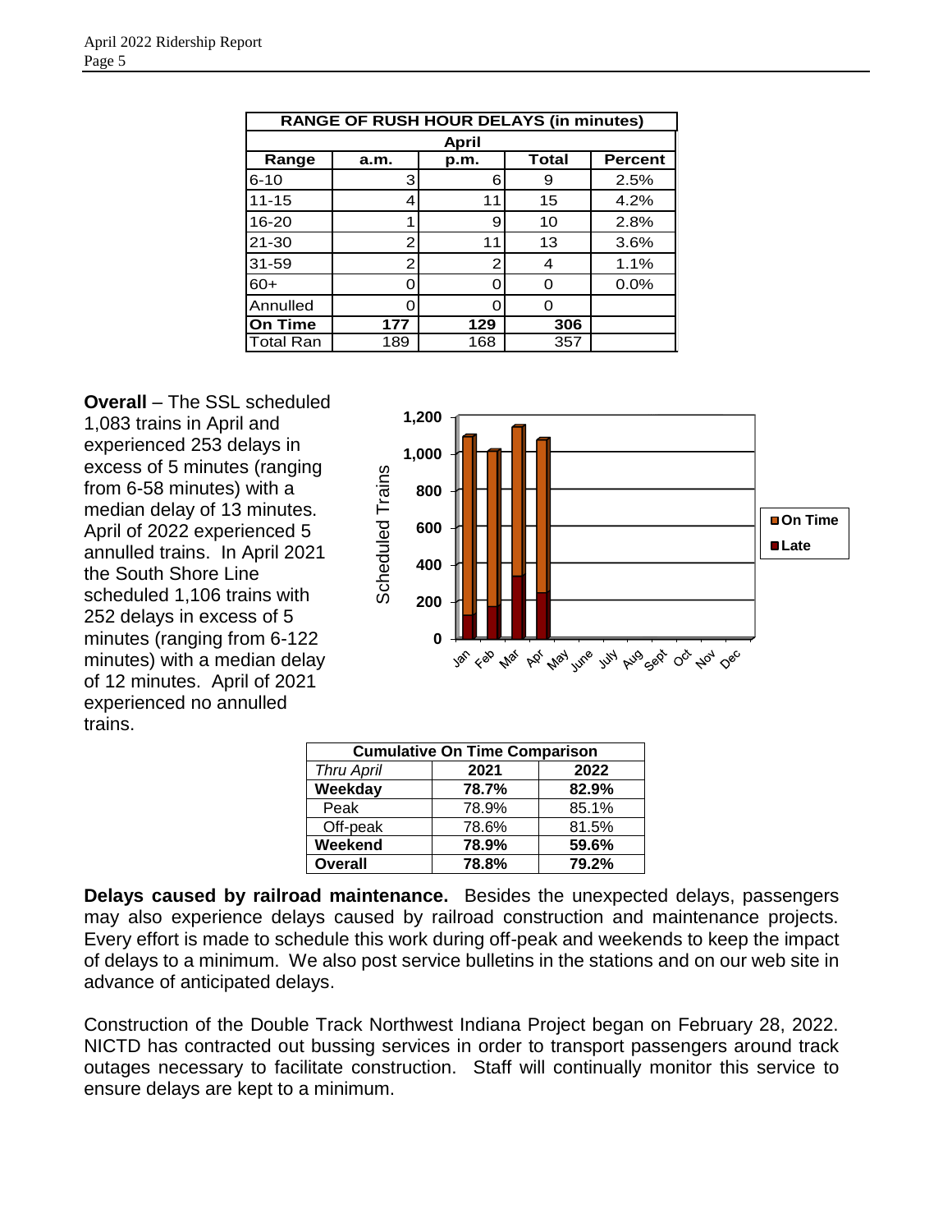| RANGE OF RUSH HOUR DELAYS (in minutes) | | | | |
|---|---|---|---|---|
| April | | | | |
| Range | a.m. | p.m. | Total | Percent |
| 6-10 | 3 | 6 | 9 | 2.5% |
| 11-15 | 4 | 11 | 15 | 4.2% |
| 16-20 | 1 | 9 | 10 | 2.8% |
| 21-30 | 2 | 11 | 13 | 3.6% |
| 31-59 | 2 | 2 | 4 | 1.1% |
| 60+ | 0 | 0 | 0 | 0.0% |
| Annulled | 0 | 0 | 0 | |
| **On Time** | **177** | **129** | **306** | |
| Total Ran | 189 | 168 | 357 | |

**Overall** – The SSL scheduled 1,083 trains in April and experienced 253 delays in excess of 5 minutes (ranging from 6-58 minutes) with a median delay of 13 minutes. April of 2022 experienced 5 annulled trains. In April 2021 the South Shore Line scheduled 1,106 trains with 252 delays in excess of 5 minutes (ranging from 6-122 minutes) with a median delay of 12 minutes. April of 2021 experienced no annulled trains.

| Cumulative On Time Comparison | | |
|---|---|---|
| *Thru April* | 2021 | 2022 |
| **Weekday** | **78.7%** | **82.9%** |
| Peak | 78.9% | 85.1% |
| Off-peak | 78.6% | 81.5% |
| **Weekend** | **78.9%** | **59.6%** |
| **Overall** | **78.8%** | **79.2%** |

**Delays caused by railroad maintenance.** Besides the unexpected delays, passengers may also experience delays caused by railroad construction and maintenance projects. Every effort is made to schedule this work during off-peak and weekends to keep the impact of delays to a minimum. We also post service bulletins in the stations and on our web site in advance of anticipated delays.

Construction of the Double Track Northwest Indiana Project began on February 28, 2022. NICTD has contracted out bussing services in order to transport passengers around track outages necessary to facilitate construction. Staff will continually monitor this service to ensure delays are kept to a minimum.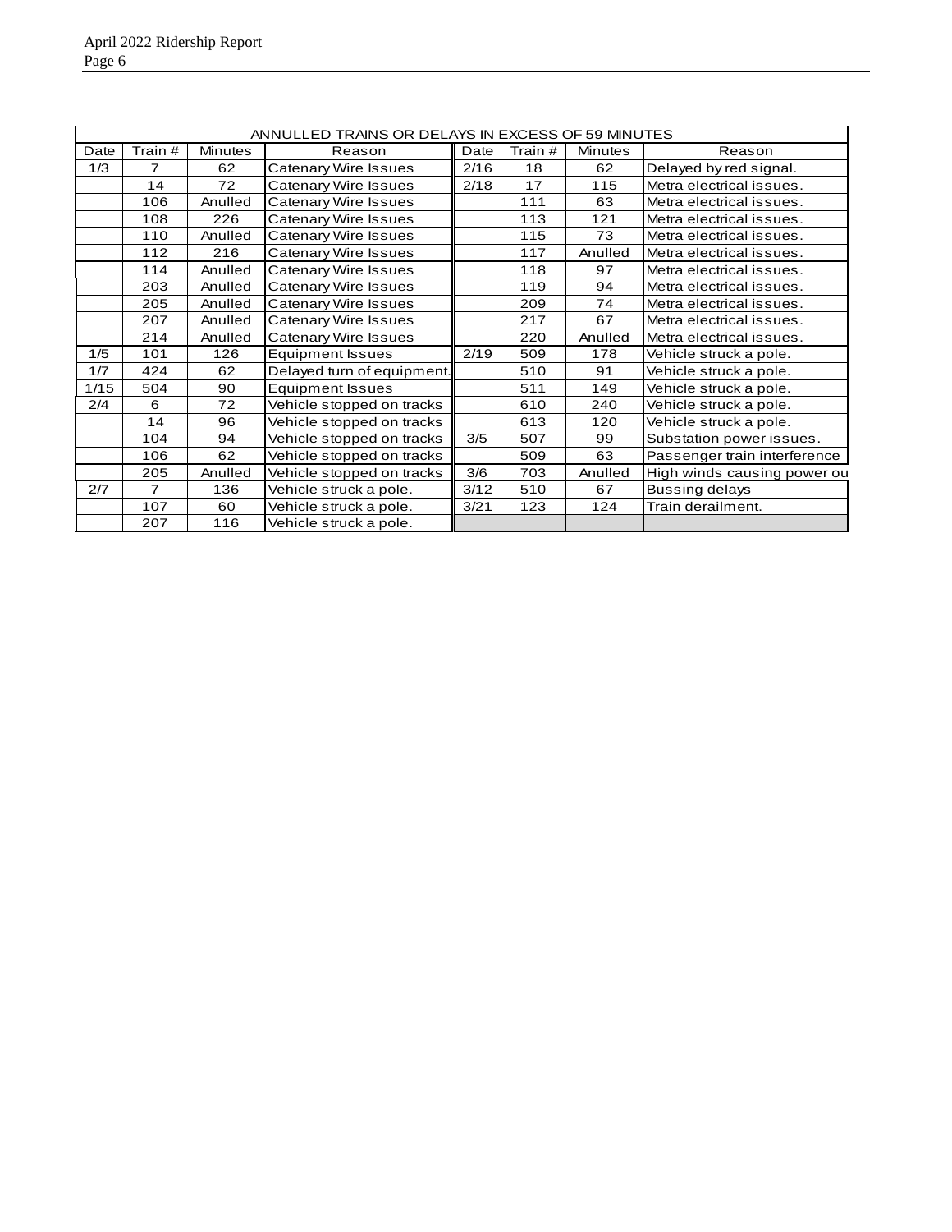| ANNULLED TRAINS OR DELAYS IN EXCESS OF 59 MINUTES | | | | | | | |
|---|---|---|---|---|---|---|---|
| Date | Train # | Minutes | Reason | Date | Train # | Minutes | Reason |
| 1/3 | 7 | 62 | Catenary Wire Issues | 2/16 | 18 | 62 | Delayed by red signal. |
| | 14 | 72 | Catenary Wire Issues | 2/18 | 17 | 115 | Metra electrical issues. |
| | 106 | Anulled | Catenary Wire Issues | | 111 | 63 | Metra electrical issues. |
| | 108 | 226 | Catenary Wire Issues | | 113 | 121 | Metra electrical issues. |
| | 110 | Anulled | Catenary Wire Issues | | 115 | 73 | Metra electrical issues. |
| | 112 | 216 | Catenary Wire Issues | | 117 | Anulled | Metra electrical issues. |
| | 114 | Anulled | Catenary Wire Issues | | 118 | 97 | Metra electrical issues. |
| | 203 | Anulled | Catenary Wire Issues | | 119 | 94 | Metra electrical issues. |
| | 205 | Anulled | Catenary Wire Issues | | 209 | 74 | Metra electrical issues. |
| | 207 | Anulled | Catenary Wire Issues | | 217 | 67 | Metra electrical issues. |
| | 214 | Anulled | Catenary Wire Issues | | 220 | Anulled | Metra electrical issues. |
| 1/5 | 101 | 126 | Equipment Issues | 2/19 | 509 | 178 | Vehicle struck a pole. |
| 1/7 | 424 | 62 | Delayed turn of equipment. | | 510 | 91 | Vehicle struck a pole. |
| 1/15 | 504 | 90 | Equipment Issues | | 511 | 149 | Vehicle struck a pole. |
| 2/4 | 6 | 72 | Vehicle stopped on tracks | | 610 | 240 | Vehicle struck a pole. |
| | 14 | 96 | Vehicle stopped on tracks | | 613 | 120 | Vehicle struck a pole. |
| | 104 | 94 | Vehicle stopped on tracks | 3/5 | 507 | 99 | Substation power issues. |
| | 106 | 62 | Vehicle stopped on tracks | | 509 | 63 | Passenger train interference |
| | 205 | Anulled | Vehicle stopped on tracks | 3/6 | 703 | Anulled | High winds causing power ou |
| 2/7 | 7 | 136 | Vehicle struck a pole. | 3/12 | 510 | 67 | Bussing delays |
| | 107 | 60 | Vehicle struck a pole. | 3/21 | 123 | 124 | Train derailment. |
| | 207 | 116 | Vehicle struck a pole. | | | | |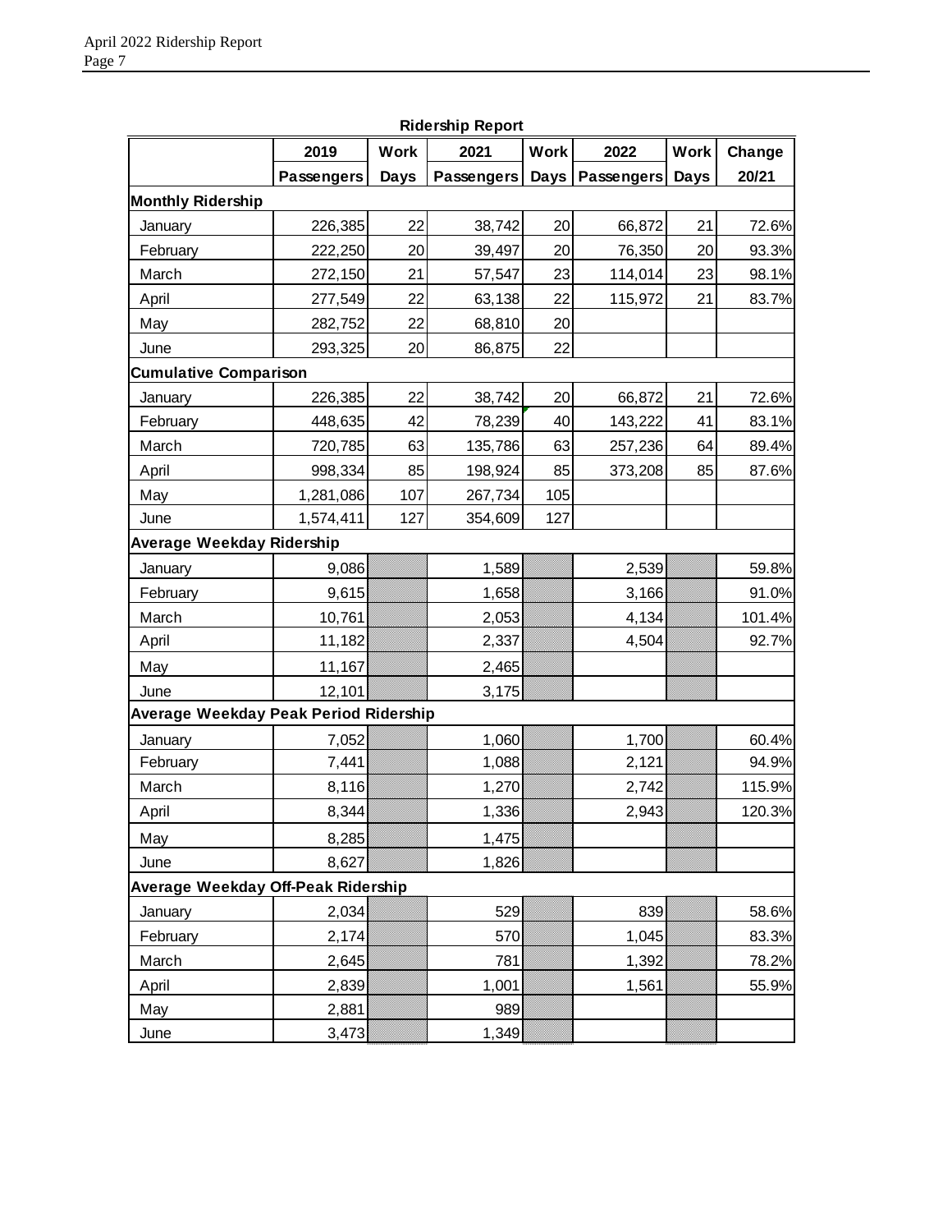**Ridership Report**

| | 2019 Passengers | Work Days | 2021 Passengers | Work Days | 2022 Passengers | Work Days | Change 20/21 |
|---|---|---|---|---|---|---|---|
| **Monthly Ridership** | | | | | | | |
| January | 226,385 | 22 | 38,742 | 20 | 66,872 | 21 | 72.6% |
| February | 222,250 | 20 | 39,497 | 20 | 76,350 | 20 | 93.3% |
| March | 272,150 | 21 | 57,547 | 23 | 114,014 | 23 | 98.1% |
| April | 277,549 | 22 | 63,138 | 22 | 115,972 | 21 | 83.7% |
| May | 282,752 | 22 | 68,810 | 20 | | | |
| June | 293,325 | 20 | 86,875 | 22 | | | |
| **Cumulative Comparison** | | | | | | | |
| January | 226,385 | 22 | 38,742 | 20 | 66,872 | 21 | 72.6% |
| February | 448,635 | 42 | 78,239 | 40 | 143,222 | 41 | 83.1% |
| March | 720,785 | 63 | 135,786 | 63 | 257,236 | 64 | 89.4% |
| April | 998,334 | 85 | 198,924 | 85 | 373,208 | 85 | 87.6% |
| May | 1,281,086 | 107 | 267,734 | 105 | | | |
| June | 1,574,411 | 127 | 354,609 | 127 | | | |
| **Average Weekday Ridership** | | | | | | | |
| January | 9,086 | | 1,589 | | 2,539 | | 59.8% |
| February | 9,615 | | 1,658 | | 3,166 | | 91.0% |
| March | 10,761 | | 2,053 | | 4,134 | | 101.4% |
| April | 11,182 | | 2,337 | | 4,504 | | 92.7% |
| May | 11,167 | | 2,465 | | | | |
| June | 12,101 | | 3,175 | | | | |
| **Average Weekday Peak Period Ridership** | | | | | | | |
| January | 7,052 | | 1,060 | | 1,700 | | 60.4% |
| February | 7,441 | | 1,088 | | 2,121 | | 94.9% |
| March | 8,116 | | 1,270 | | 2,742 | | 115.9% |
| April | 8,344 | | 1,336 | | 2,943 | | 120.3% |
| May | 8,285 | | 1,475 | | | | |
| June | 8,627 | | 1,826 | | | | |
| **Average Weekday Off-Peak Ridership** | | | | | | | |
| January | 2,034 | | 529 | | 839 | | 58.6% |
| February | 2,174 | | 570 | | 1,045 | | 83.3% |
| March | 2,645 | | 781 | | 1,392 | | 78.2% |
| April | 2,839 | | 1,001 | | 1,561 | | 55.9% |
| May | 2,881 | | 989 | | | | |
| June | 3,473 | | 1,349 | | | | |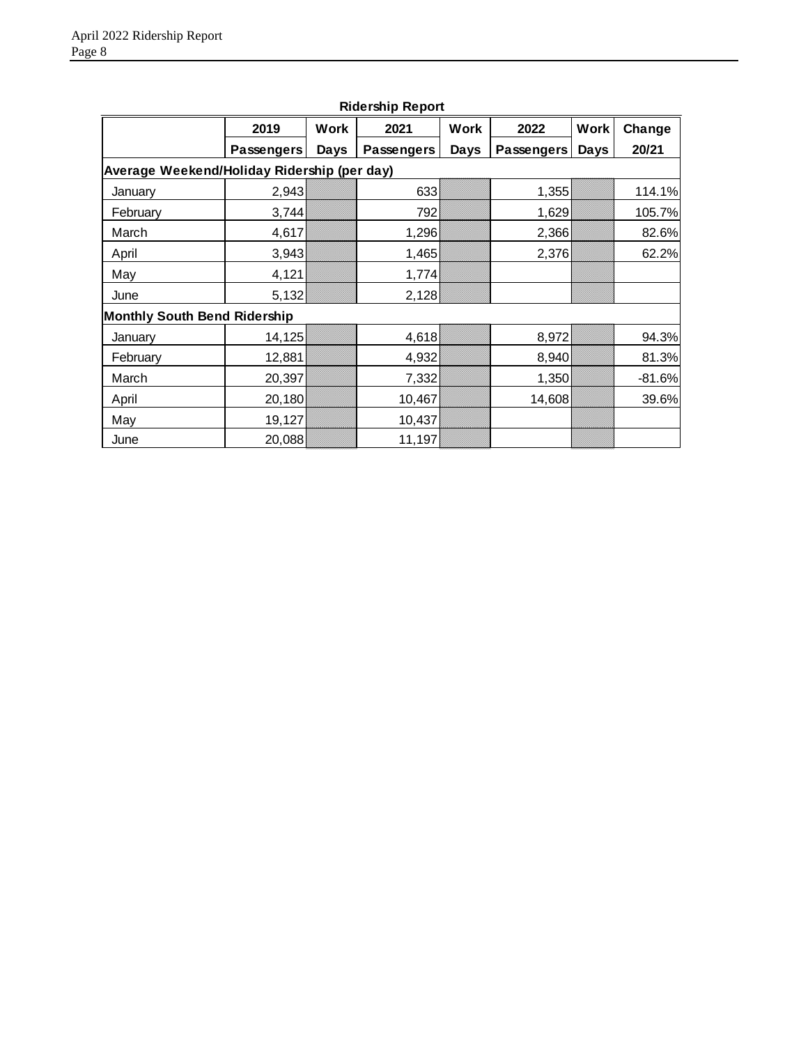**Ridership Report**

| | 2019 | Work | 2021 | Work | 2022 | Work | Change |
|---|---|---|---|---|---|---|---|
| | Passengers | Days | Passengers | Days | Passengers | Days | 20/21 |
| **Average Weekend/Holiday Ridership (per day)** | | | | | | | |
| January | 2,943 | | 633 | | 1,355 | | 114.1% |
| February | 3,744 | | 792 | | 1,629 | | 105.7% |
| March | 4,617 | | 1,296 | | 2,366 | | 82.6% |
| April | 3,943 | | 1,465 | | 2,376 | | 62.2% |
| May | 4,121 | | 1,774 | | | | |
| June | 5,132 | | 2,128 | | | | |
| **Monthly South Bend Ridership** | | | | | | | |
| January | 14,125 | | 4,618 | | 8,972 | | 94.3% |
| February | 12,881 | | 4,932 | | 8,940 | | 81.3% |
| March | 20,397 | | 7,332 | | 1,350 | | -81.6% |
| April | 20,180 | | 10,467 | | 14,608 | | 39.6% |
| May | 19,127 | | 10,437 | | | | |
| June | 20,088 | | 11,197 | | | | |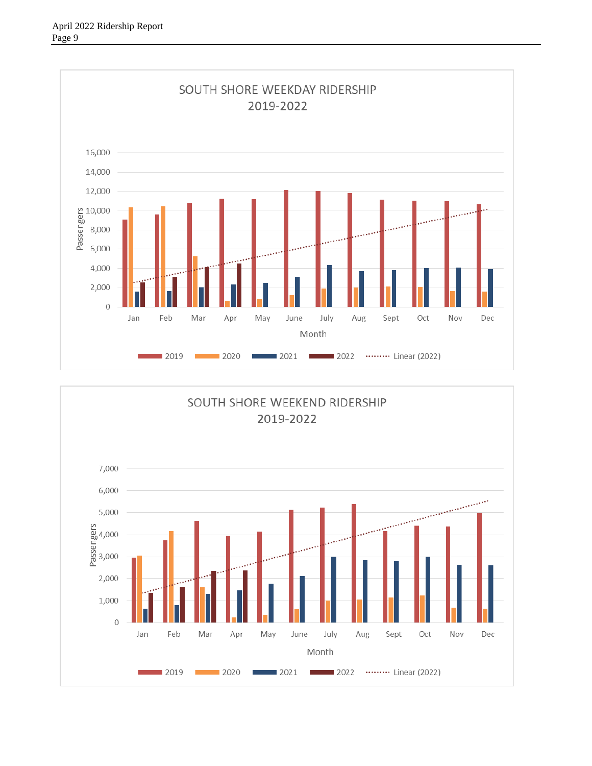SOUTH SHORE WEEKDAY RIDERSHIP
2019-2022

Passengers: 0, 2,000, 4,000, 6,000, 8,000, 10,000, 12,000, 14,000, 16,000

Month: Jan, Feb, Mar, Apr, May, June, July, Aug, Sept, Oct, Nov, Dec

Legend: 2019, 2020, 2021, 2022, Linear (2022)

SOUTH SHORE WEEKEND RIDERSHIP
2019-2022

Passengers: 0, 1,000, 2,000, 3,000, 4,000, 5,000, 6,000, 7,000

Month: Jan, Feb, Mar, Apr, May, June, July, Aug, Sept, Oct, Nov, Dec

Legend: 2019, 2020, 2021, 2022, Linear (2022)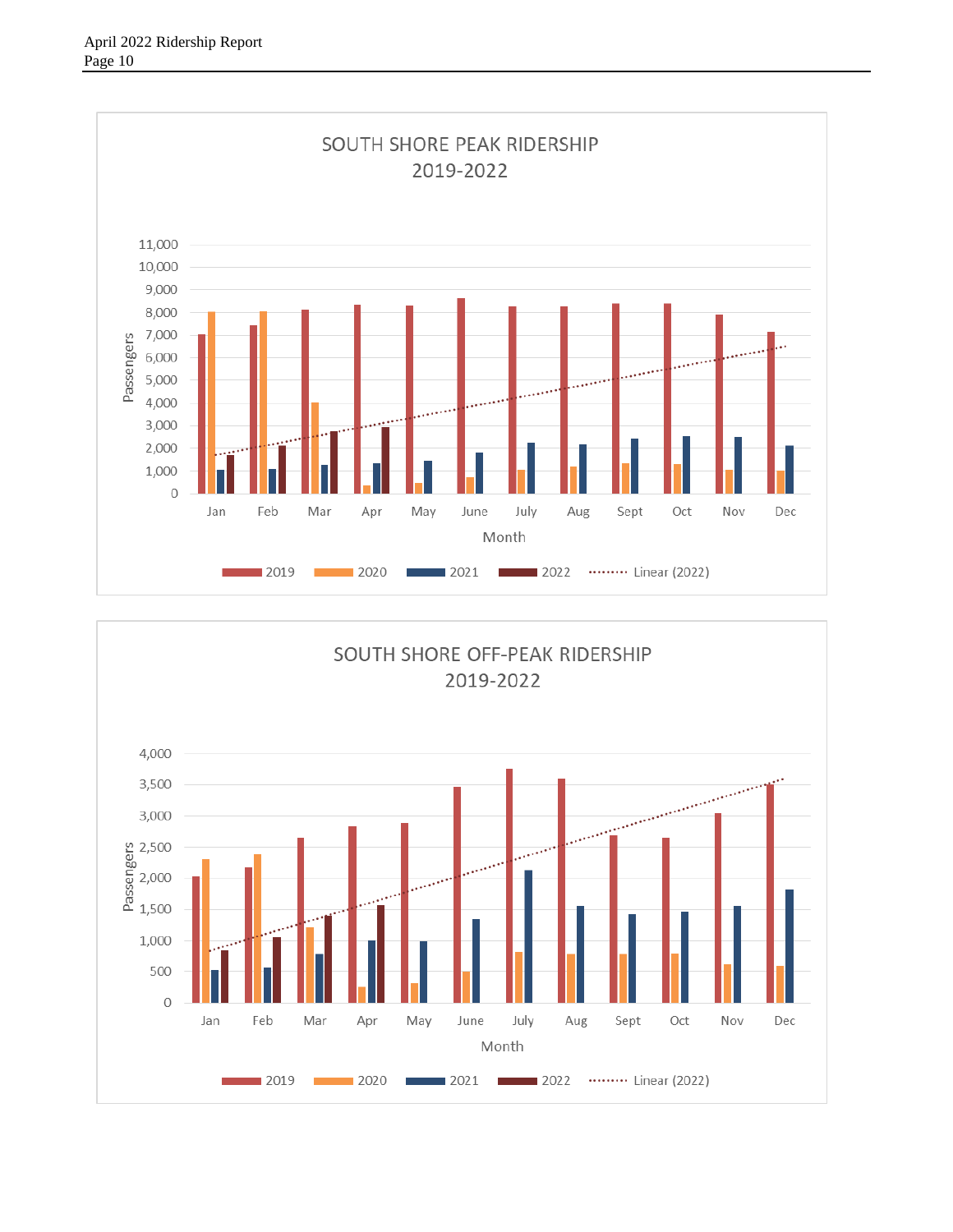## SOUTH SHORE PEAK RIDERSHIP 2019-2022

Passengers: 0, 1,000, 2,000, 3,000, 4,000, 5,000, 6,000, 7,000, 8,000, 9,000, 10,000, 11,000

Month: Jan, Feb, Mar, Apr, May, June, July, Aug, Sept, Oct, Nov, Dec

2019 | 2020 | 2021 | 2022 | Linear (2022)

## SOUTH SHORE OFF-PEAK RIDERSHIP 2019-2022

Passengers: 0, 500, 1,000, 1,500, 2,000, 2,500, 3,000, 3,500, 4,000

Month: Jan, Feb, Mar, Apr, May, June, July, Aug, Sept, Oct, Nov, Dec

2019 | 2020 | 2021 | 2022 | Linear (2022)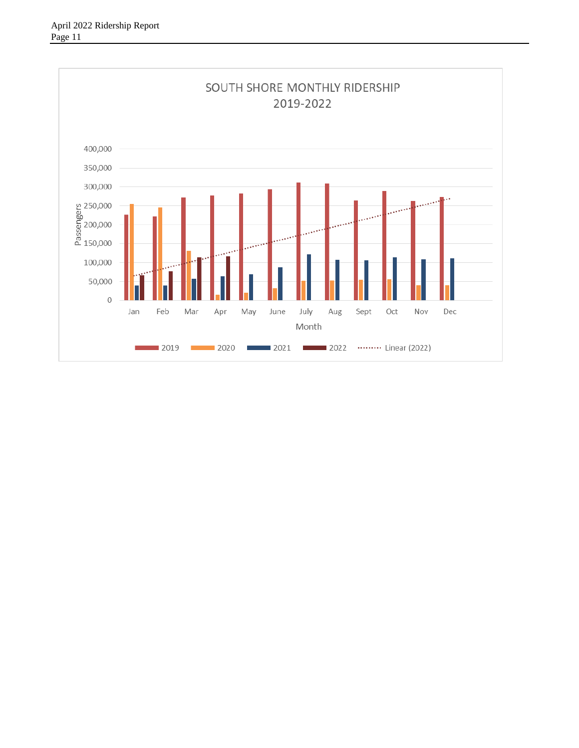SOUTH SHORE MONTHLY RIDERSHIP
2019-2022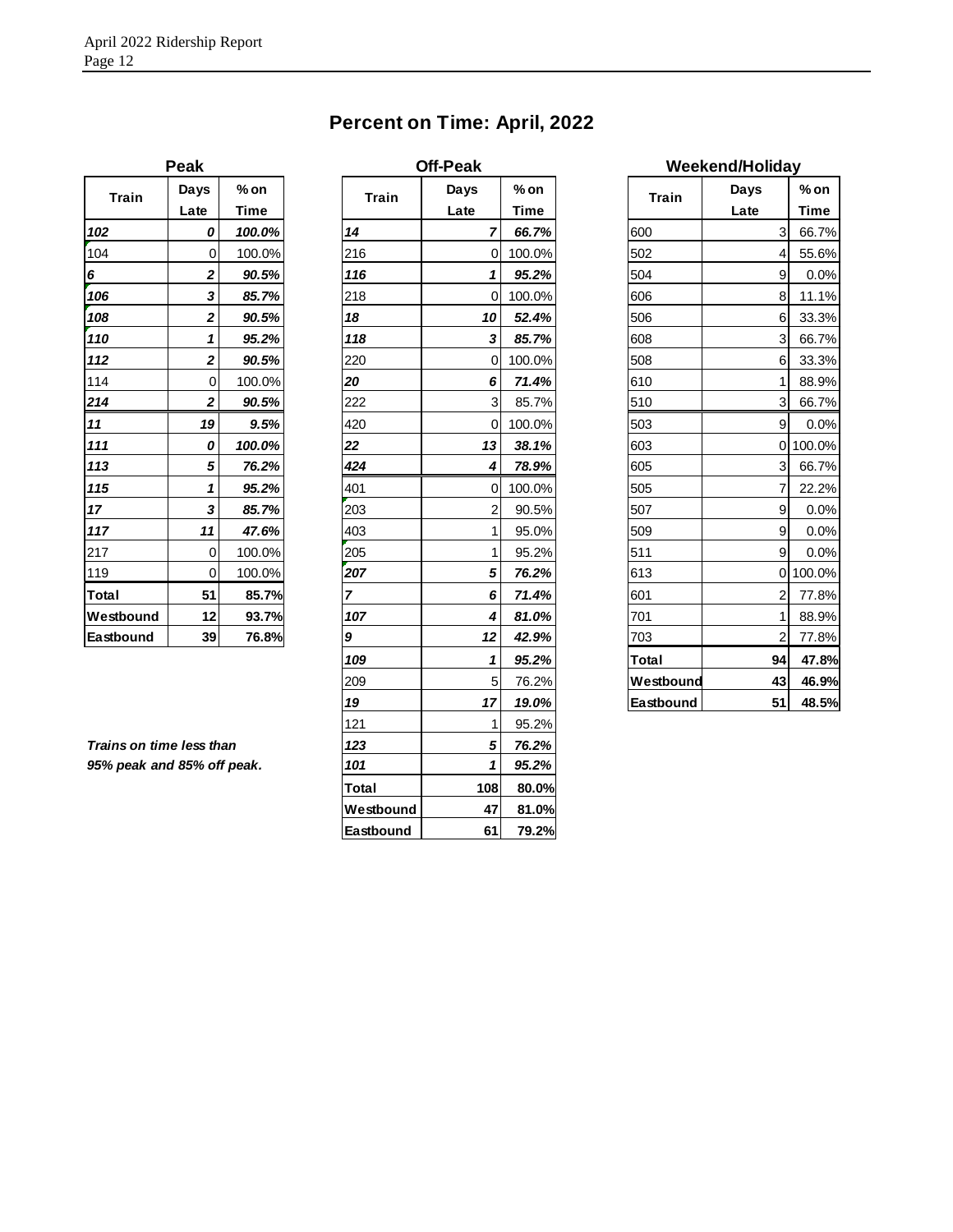# Percent on Time: April, 2022

### Peak

| Train | Days Late | % on Time |
|---|---|---|
| ***102*** | ***0*** | ***100.0%*** |
| 104 | 0 | 100.0% |
| ***6*** | ***2*** | ***90.5%*** |
| ***106*** | ***3*** | ***85.7%*** |
| ***108*** | ***2*** | ***90.5%*** |
| ***110*** | ***1*** | ***95.2%*** |
| ***112*** | ***2*** | ***90.5%*** |
| 114 | 0 | 100.0% |
| ***214*** | ***2*** | ***90.5%*** |
| ***11*** | ***19*** | ***9.5%*** |
| ***111*** | ***0*** | ***100.0%*** |
| ***113*** | ***5*** | ***76.2%*** |
| ***115*** | ***1*** | ***95.2%*** |
| ***17*** | ***3*** | ***85.7%*** |
| ***117*** | ***11*** | ***47.6%*** |
| 217 | 0 | 100.0% |
| 119 | 0 | 100.0% |
| **Total** | **51** | **85.7%** |
| **Westbound** | **12** | **93.7%** |
| **Eastbound** | **39** | **76.8%** |

***Trains on time less than 95% peak and 85% off peak.***

### Off-Peak

| Train | Days Late | % on Time |
|---|---|---|
| ***14*** | ***7*** | ***66.7%*** |
| 216 | 0 | 100.0% |
| ***116*** | ***1*** | ***95.2%*** |
| 218 | 0 | 100.0% |
| ***18*** | ***10*** | ***52.4%*** |
| ***118*** | ***3*** | ***85.7%*** |
| 220 | 0 | 100.0% |
| ***20*** | ***6*** | ***71.4%*** |
| 222 | 3 | 85.7% |
| 420 | 0 | 100.0% |
| ***22*** | ***13*** | ***38.1%*** |
| ***424*** | ***4*** | ***78.9%*** |
| 401 | 0 | 100.0% |
| 203 | 2 | 90.5% |
| 403 | 1 | 95.0% |
| 205 | 1 | 95.2% |
| ***207*** | ***5*** | ***76.2%*** |
| ***7*** | ***6*** | ***71.4%*** |
| ***107*** | ***4*** | ***81.0%*** |
| ***9*** | ***12*** | ***42.9%*** |
| ***109*** | ***1*** | ***95.2%*** |
| 209 | 5 | 76.2% |
| ***19*** | ***17*** | ***19.0%*** |
| 121 | 1 | 95.2% |
| ***123*** | ***5*** | ***76.2%*** |
| ***101*** | ***1*** | ***95.2%*** |
| **Total** | **108** | **80.0%** |
| **Westbound** | **47** | **81.0%** |
| **Eastbound** | **61** | **79.2%** |

### Weekend/Holiday

| Train | Days Late | % on Time |
|---|---|---|
| 600 | 3 | 66.7% |
| 502 | 4 | 55.6% |
| 504 | 9 | 0.0% |
| 606 | 8 | 11.1% |
| 506 | 6 | 33.3% |
| 608 | 3 | 66.7% |
| 508 | 6 | 33.3% |
| 610 | 1 | 88.9% |
| 510 | 3 | 66.7% |
| 503 | 9 | 0.0% |
| 603 | 0 | 100.0% |
| 605 | 3 | 66.7% |
| 505 | 7 | 22.2% |
| 507 | 9 | 0.0% |
| 509 | 9 | 0.0% |
| 511 | 9 | 0.0% |
| 613 | 0 | 100.0% |
| 601 | 2 | 77.8% |
| 701 | 1 | 88.9% |
| 703 | 2 | 77.8% |
| **Total** | **94** | **47.8%** |
| **Westbound** | **43** | **46.9%** |
| **Eastbound** | **51** | **48.5%** |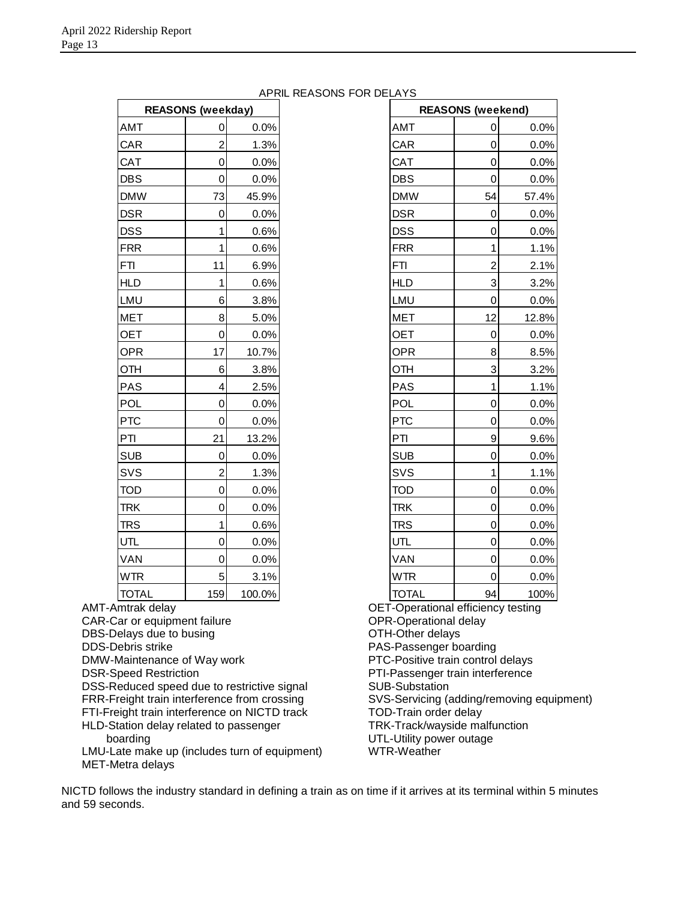APRIL REASONS FOR DELAYS

| REASONS (weekday) | | |
|---|---|---|
| AMT | 0 | 0.0% |
| CAR | 2 | 1.3% |
| CAT | 0 | 0.0% |
| DBS | 0 | 0.0% |
| DMW | 73 | 45.9% |
| DSR | 0 | 0.0% |
| DSS | 1 | 0.6% |
| FRR | 1 | 0.6% |
| FTI | 11 | 6.9% |
| HLD | 1 | 0.6% |
| LMU | 6 | 3.8% |
| MET | 8 | 5.0% |
| OET | 0 | 0.0% |
| OPR | 17 | 10.7% |
| OTH | 6 | 3.8% |
| PAS | 4 | 2.5% |
| POL | 0 | 0.0% |
| PTC | 0 | 0.0% |
| PTI | 21 | 13.2% |
| SUB | 0 | 0.0% |
| SVS | 2 | 1.3% |
| TOD | 0 | 0.0% |
| TRK | 0 | 0.0% |
| TRS | 1 | 0.6% |
| UTL | 0 | 0.0% |
| VAN | 0 | 0.0% |
| WTR | 5 | 3.1% |
| TOTAL | 159 | 100.0% |

| REASONS (weekend) | | |
|---|---|---|
| AMT | 0 | 0.0% |
| CAR | 0 | 0.0% |
| CAT | 0 | 0.0% |
| DBS | 0 | 0.0% |
| DMW | 54 | 57.4% |
| DSR | 0 | 0.0% |
| DSS | 0 | 0.0% |
| FRR | 1 | 1.1% |
| FTI | 2 | 2.1% |
| HLD | 3 | 3.2% |
| LMU | 0 | 0.0% |
| MET | 12 | 12.8% |
| OET | 0 | 0.0% |
| OPR | 8 | 8.5% |
| OTH | 3 | 3.2% |
| PAS | 1 | 1.1% |
| POL | 0 | 0.0% |
| PTC | 0 | 0.0% |
| PTI | 9 | 9.6% |
| SUB | 0 | 0.0% |
| SVS | 1 | 1.1% |
| TOD | 0 | 0.0% |
| TRK | 0 | 0.0% |
| TRS | 0 | 0.0% |
| UTL | 0 | 0.0% |
| VAN | 0 | 0.0% |
| WTR | 0 | 0.0% |
| TOTAL | 94 | 100% |

AMT-Amtrak delay
CAR-Car or equipment failure
DBS-Delays due to busing
DDS-Debris strike
DMW-Maintenance of Way work
DSR-Speed Restriction
DSS-Reduced speed due to restrictive signal
FRR-Freight train interference from crossing
FTI-Freight train interference on NICTD track
HLD-Station delay related to passenger boarding
LMU-Late make up (includes turn of equipment)
MET-Metra delays
OET-Operational efficiency testing
OPR-Operational delay
OTH-Other delays
PAS-Passenger boarding
PTC-Positive train control delays
PTI-Passenger train interference
SUB-Substation
SVS-Servicing (adding/removing equipment)
TOD-Train order delay
TRK-Track/wayside malfunction
UTL-Utility power outage
WTR-Weather

NICTD follows the industry standard in defining a train as on time if it arrives at its terminal within 5 minutes and 59 seconds.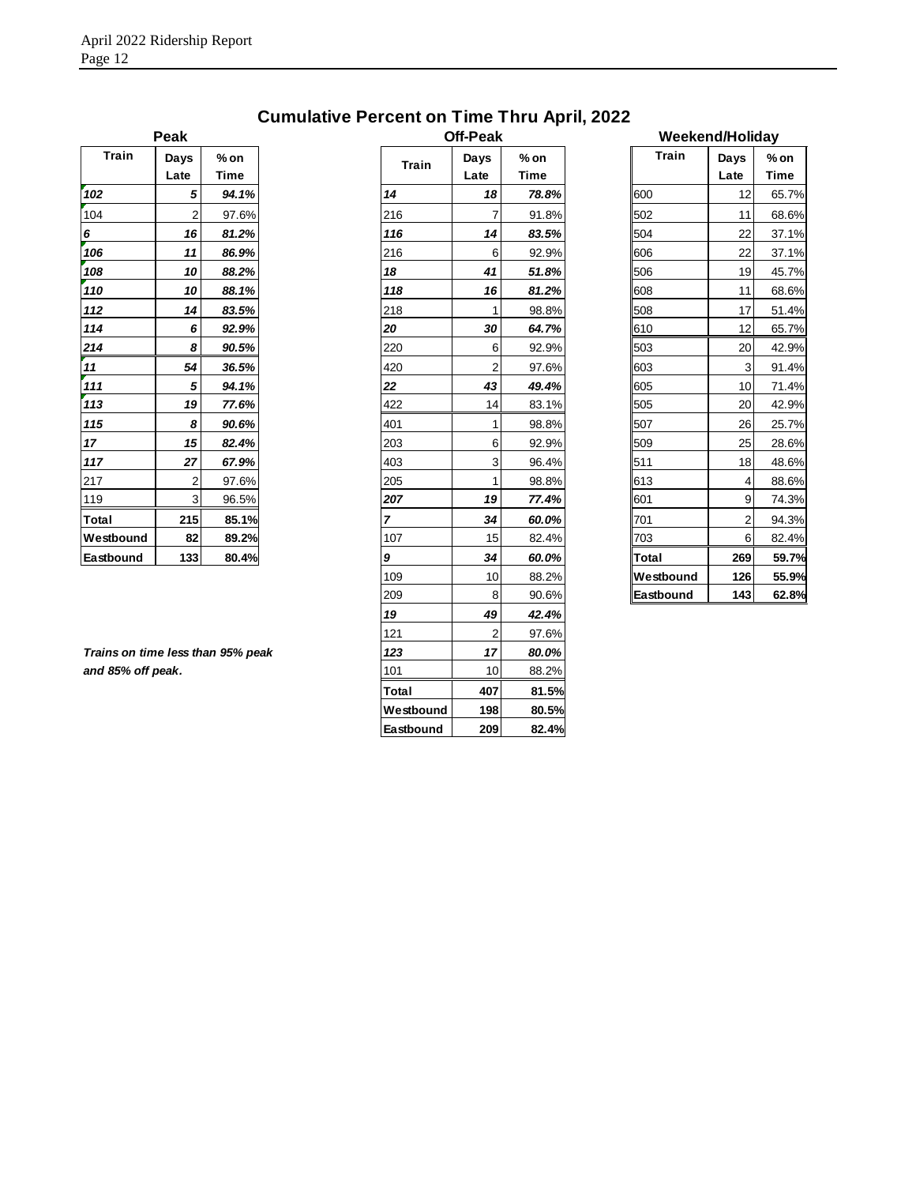## Cumulative Percent on Time Thru April, 2022

### Peak

| Train | Days Late | % on Time |
|---|---|---|
| ***102*** | ***5*** | ***94.1%*** |
| 104 | 2 | 97.6% |
| ***6*** | ***16*** | ***81.2%*** |
| ***106*** | ***11*** | ***86.9%*** |
| ***108*** | ***10*** | ***88.2%*** |
| ***110*** | ***10*** | ***88.1%*** |
| ***112*** | ***14*** | ***83.5%*** |
| ***114*** | ***6*** | ***92.9%*** |
| ***214*** | ***8*** | ***90.5%*** |
| ***11*** | ***54*** | ***36.5%*** |
| ***111*** | ***5*** | ***94.1%*** |
| ***113*** | ***19*** | ***77.6%*** |
| ***115*** | ***8*** | ***90.6%*** |
| ***17*** | ***15*** | ***82.4%*** |
| ***117*** | ***27*** | ***67.9%*** |
| 217 | 2 | 97.6% |
| 119 | 3 | 96.5% |
| **Total** | **215** | **85.1%** |
| **Westbound** | **82** | **89.2%** |
| **Eastbound** | **133** | **80.4%** |

***Trains on time less than 95% peak and 85% off peak.***

### Off-Peak

| Train | Days Late | % on Time |
|---|---|---|
| ***14*** | ***18*** | ***78.8%*** |
| 216 | 7 | 91.8% |
| ***116*** | ***14*** | ***83.5%*** |
| 216 | 6 | 92.9% |
| ***18*** | ***41*** | ***51.8%*** |
| ***118*** | ***16*** | ***81.2%*** |
| 218 | 1 | 98.8% |
| ***20*** | ***30*** | ***64.7%*** |
| 220 | 6 | 92.9% |
| 420 | 2 | 97.6% |
| ***22*** | ***43*** | ***49.4%*** |
| 422 | 14 | 83.1% |
| 401 | 1 | 98.8% |
| 203 | 6 | 92.9% |
| 403 | 3 | 96.4% |
| 205 | 1 | 98.8% |
| ***207*** | ***19*** | ***77.4%*** |
| ***7*** | ***34*** | ***60.0%*** |
| 107 | 15 | 82.4% |
| ***9*** | ***34*** | ***60.0%*** |
| 109 | 10 | 88.2% |
| 209 | 8 | 90.6% |
| ***19*** | ***49*** | ***42.4%*** |
| 121 | 2 | 97.6% |
| ***123*** | ***17*** | ***80.0%*** |
| 101 | 10 | 88.2% |
| **Total** | **407** | **81.5%** |
| **Westbound** | **198** | **80.5%** |
| **Eastbound** | **209** | **82.4%** |

### Weekend/Holiday

| Train | Days Late | % on Time |
|---|---|---|
| 600 | 12 | 65.7% |
| 502 | 11 | 68.6% |
| 504 | 22 | 37.1% |
| 606 | 22 | 37.1% |
| 506 | 19 | 45.7% |
| 608 | 11 | 68.6% |
| 508 | 17 | 51.4% |
| 610 | 12 | 65.7% |
| 503 | 20 | 42.9% |
| 603 | 3 | 91.4% |
| 605 | 10 | 71.4% |
| 505 | 20 | 42.9% |
| 507 | 26 | 25.7% |
| 509 | 25 | 28.6% |
| 511 | 18 | 48.6% |
| 613 | 4 | 88.6% |
| 601 | 9 | 74.3% |
| 701 | 2 | 94.3% |
| 703 | 6 | 82.4% |
| **Total** | **269** | **59.7%** |
| **Westbound** | **126** | **55.9%** |
| **Eastbound** | **143** | **62.8%** |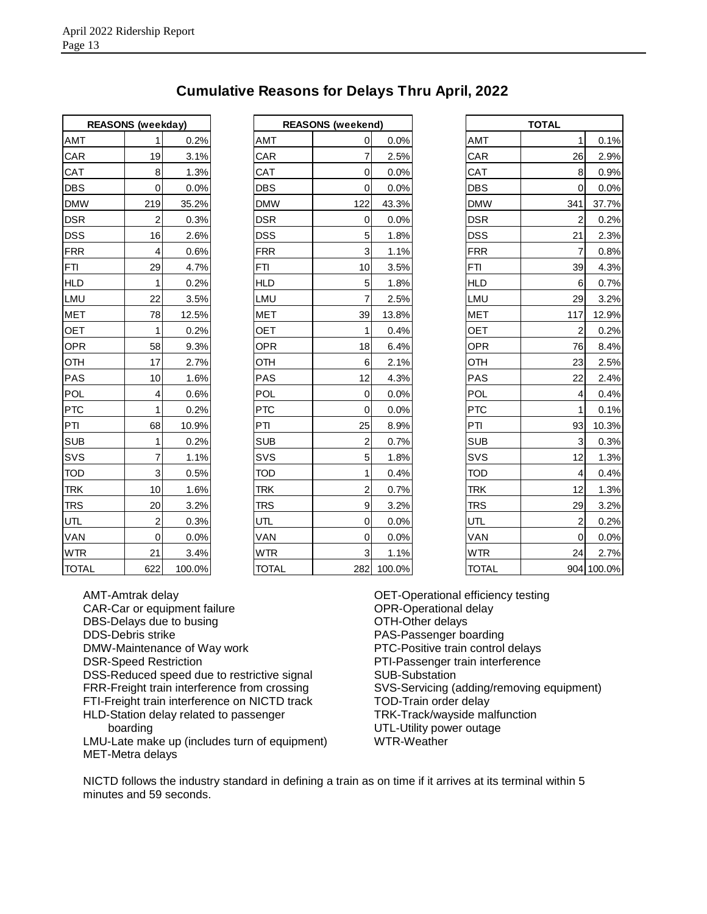# Cumulative Reasons for Delays Thru April, 2022

| REASONS (weekday) | | |
|---|---|---|
| AMT | 1 | 0.2% |
| CAR | 19 | 3.1% |
| CAT | 8 | 1.3% |
| DBS | 0 | 0.0% |
| DMW | 219 | 35.2% |
| DSR | 2 | 0.3% |
| DSS | 16 | 2.6% |
| FRR | 4 | 0.6% |
| FTI | 29 | 4.7% |
| HLD | 1 | 0.2% |
| LMU | 22 | 3.5% |
| MET | 78 | 12.5% |
| OET | 1 | 0.2% |
| OPR | 58 | 9.3% |
| OTH | 17 | 2.7% |
| PAS | 10 | 1.6% |
| POL | 4 | 0.6% |
| PTC | 1 | 0.2% |
| PTI | 68 | 10.9% |
| SUB | 1 | 0.2% |
| SVS | 7 | 1.1% |
| TOD | 3 | 0.5% |
| TRK | 10 | 1.6% |
| TRS | 20 | 3.2% |
| UTL | 2 | 0.3% |
| VAN | 0 | 0.0% |
| WTR | 21 | 3.4% |
| TOTAL | 622 | 100.0% |

| REASONS (weekend) | | |
|---|---|---|
| AMT | 0 | 0.0% |
| CAR | 7 | 2.5% |
| CAT | 0 | 0.0% |
| DBS | 0 | 0.0% |
| DMW | 122 | 43.3% |
| DSR | 0 | 0.0% |
| DSS | 5 | 1.8% |
| FRR | 3 | 1.1% |
| FTI | 10 | 3.5% |
| HLD | 5 | 1.8% |
| LMU | 7 | 2.5% |
| MET | 39 | 13.8% |
| OET | 1 | 0.4% |
| OPR | 18 | 6.4% |
| OTH | 6 | 2.1% |
| PAS | 12 | 4.3% |
| POL | 0 | 0.0% |
| PTC | 0 | 0.0% |
| PTI | 25 | 8.9% |
| SUB | 2 | 0.7% |
| SVS | 5 | 1.8% |
| TOD | 1 | 0.4% |
| TRK | 2 | 0.7% |
| TRS | 9 | 3.2% |
| UTL | 0 | 0.0% |
| VAN | 0 | 0.0% |
| WTR | 3 | 1.1% |
| TOTAL | 282 | 100.0% |

| TOTAL | | |
|---|---|---|
| AMT | 1 | 0.1% |
| CAR | 26 | 2.9% |
| CAT | 8 | 0.9% |
| DBS | 0 | 0.0% |
| DMW | 341 | 37.7% |
| DSR | 2 | 0.2% |
| DSS | 21 | 2.3% |
| FRR | 7 | 0.8% |
| FTI | 39 | 4.3% |
| HLD | 6 | 0.7% |
| LMU | 29 | 3.2% |
| MET | 117 | 12.9% |
| OET | 2 | 0.2% |
| OPR | 76 | 8.4% |
| OTH | 23 | 2.5% |
| PAS | 22 | 2.4% |
| POL | 4 | 0.4% |
| PTC | 1 | 0.1% |
| PTI | 93 | 10.3% |
| SUB | 3 | 0.3% |
| SVS | 12 | 1.3% |
| TOD | 4 | 0.4% |
| TRK | 12 | 1.3% |
| TRS | 29 | 3.2% |
| UTL | 2 | 0.2% |
| VAN | 0 | 0.0% |
| WTR | 24 | 2.7% |
| TOTAL | 904 | 100.0% |

AMT-Amtrak delay
CAR-Car or equipment failure
DBS-Delays due to busing
DDS-Debris strike
DMW-Maintenance of Way work
DSR-Speed Restriction
DSS-Reduced speed due to restrictive signal
FRR-Freight train interference from crossing
FTI-Freight train interference on NICTD track
HLD-Station delay related to passenger boarding
LMU-Late make up (includes turn of equipment)
MET-Metra delays
OET-Operational efficiency testing
OPR-Operational delay
OTH-Other delays
PAS-Passenger boarding
PTC-Positive train control delays
PTI-Passenger train interference
SUB-Substation
SVS-Servicing (adding/removing equipment)
TOD-Train order delay
TRK-Track/wayside malfunction
UTL-Utility power outage
WTR-Weather

NICTD follows the industry standard in defining a train as on time if it arrives at its terminal within 5 minutes and 59 seconds.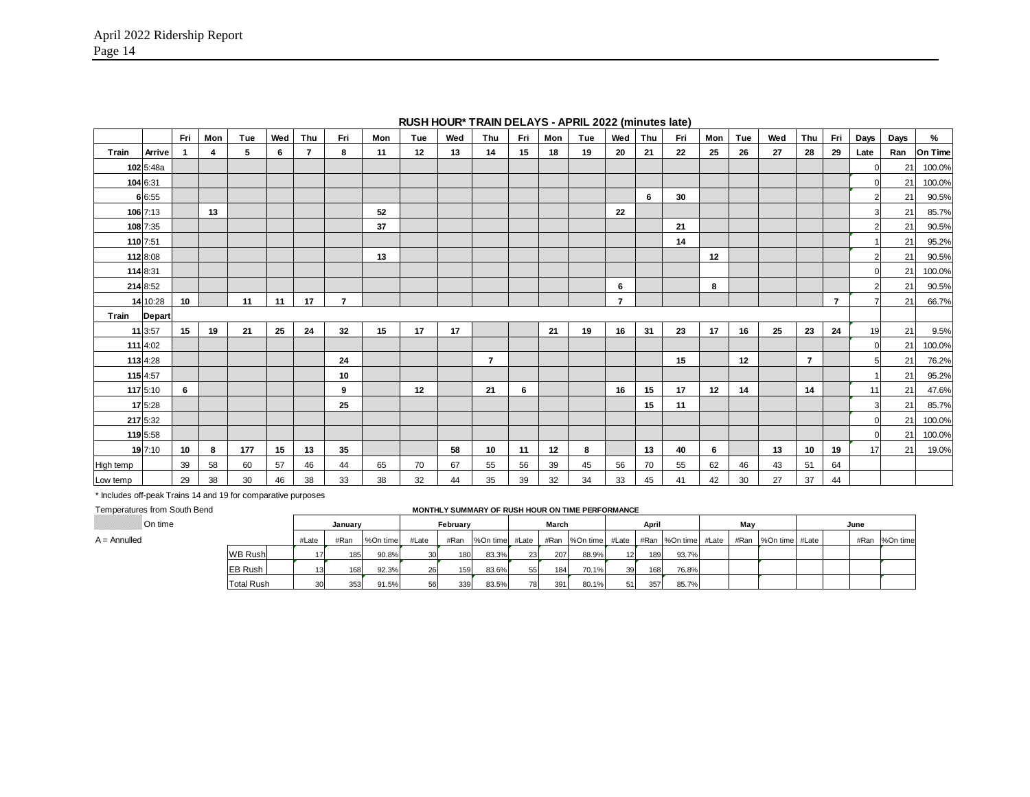## RUSH HOUR* TRAIN DELAYS - APRIL 2022 (minutes late)

| | | Fri | Mon | Tue | Wed | Thu | Fri | Mon | Tue | Wed | Thu | Fri | Mon | Tue | Wed | Thu | Fri | Mon | Tue | Wed | Thu | Fri | Days | Days | % |
|---|---|---|---|---|---|---|---|---|---|---|---|---|---|---|---|---|---|---|---|---|---|---|---|---|---|
| **Train** | **Arrive** | **1** | **4** | **5** | **6** | **7** | **8** | **11** | **12** | **13** | **14** | **15** | **18** | **19** | **20** | **21** | **22** | **25** | **26** | **27** | **28** | **29** | **Late** | **Ran** | **On Time** |
| **102** | 5:48a | | | | | | | | | | | | | | | | | | | | | | 0 | 21 | 100.0% |
| **104** | 6:31 | | | | | | | | | | | | | | | | | | | | | | 0 | 21 | 100.0% |
| **6** | 6:55 | | | | | | | | | | | | | | | **6** | **30** | | | | | | 2 | 21 | 90.5% |
| **106** | 7:13 | | **13** | | | | | **52** | | | | | | | **22** | | | | | | | | 3 | 21 | 85.7% |
| **108** | 7:35 | | | | | | | **37** | | | | | | | | | **21** | | | | | | 2 | 21 | 90.5% |
| **110** | 7:51 | | | | | | | | | | | | | | | | **14** | | | | | | 1 | 21 | 95.2% |
| **112** | 8:08 | | | | | | | **13** | | | | | | | | | | **12** | | | | | 2 | 21 | 90.5% |
| **114** | 8:31 | | | | | | | | | | | | | | | | | | | | | | 0 | 21 | 100.0% |
| **214** | 8:52 | | | | | | | | | | | | | | **6** | | | **8** | | | | | 2 | 21 | 90.5% |
| **14** | 10:28 | **10** | | **11** | **11** | **17** | **7** | | | | | | | | **7** | | | | | | | **7** | 7 | 21 | 66.7% |
| **Train** | **Depart** | | | | | | | | | | | | | | | | | | | | | | | | |
| **11** | 3:57 | **15** | **19** | **21** | **25** | **24** | **32** | **15** | **17** | **17** | | | **21** | **19** | **16** | **31** | **23** | **17** | **16** | **25** | **23** | **24** | 19 | 21 | 9.5% |
| **111** | 4:02 | | | | | | | | | | | | | | | | | | | | | | 0 | 21 | 100.0% |
| **113** | 4:28 | | | | | | **24** | | | | **7** | | | | | | **15** | | **12** | | **7** | | 5 | 21 | 76.2% |
| **115** | 4:57 | | | | | | **10** | | | | | | | | | | | | | | | | 1 | 21 | 95.2% |
| **117** | 5:10 | **6** | | | | | **9** | | **12** | | **21** | **6** | | | **16** | **15** | **17** | **12** | **14** | | **14** | | 11 | 21 | 47.6% |
| **17** | 5:28 | | | | | | **25** | | | | | | | | | **15** | **11** | | | | | | 3 | 21 | 85.7% |
| **217** | 5:32 | | | | | | | | | | | | | | | | | | | | | | 0 | 21 | 100.0% |
| **119** | 5:58 | | | | | | | | | | | | | | | | | | | | | | 0 | 21 | 100.0% |
| **19** | 7:10 | **10** | **8** | **177** | **15** | **13** | **35** | | | **58** | **10** | **11** | **12** | **8** | | **13** | **40** | **6** | | **13** | **10** | **19** | 17 | 21 | 19.0% |
| High temp | | 39 | 58 | 60 | 57 | 46 | 44 | 65 | 70 | 67 | 55 | 56 | 39 | 45 | 56 | 70 | 55 | 62 | 46 | 43 | 51 | 64 | | | |
| Low temp | | 29 | 38 | 30 | 46 | 38 | 33 | 38 | 32 | 44 | 35 | 39 | 32 | 34 | 33 | 45 | 41 | 42 | 30 | 27 | 37 | 44 | | | |

\* Includes off-peak Trains 14 and 19 for comparative purposes

Temperatures from South Bend

(shaded) On time

A = Annulled

**MONTHLY SUMMARY OF RUSH HOUR ON TIME PERFORMANCE**

| | January | | | February | | | March | | | April | | | May | | | June | | |
|---|---|---|---|---|---|---|---|---|---|---|---|---|---|---|---|---|---|---|
| | #Late | #Ran | %On time | #Late | #Ran | %On time | #Late | #Ran | %On time | #Late | #Ran | %On time | #Late | #Ran | %On time | #Late | #Ran | %On time |
| WB Rush | 17 | 185 | 90.8% | 30 | 180 | 83.3% | 23 | 207 | 88.9% | 12 | 189 | 93.7% | | | | | | |
| EB Rush | 13 | 168 | 92.3% | 26 | 159 | 83.6% | 55 | 184 | 70.1% | 39 | 168 | 76.8% | | | | | | |
| Total Rush | 30 | 353 | 91.5% | 56 | 339 | 83.5% | 78 | 391 | 80.1% | 51 | 357 | 85.7% | | | | | | |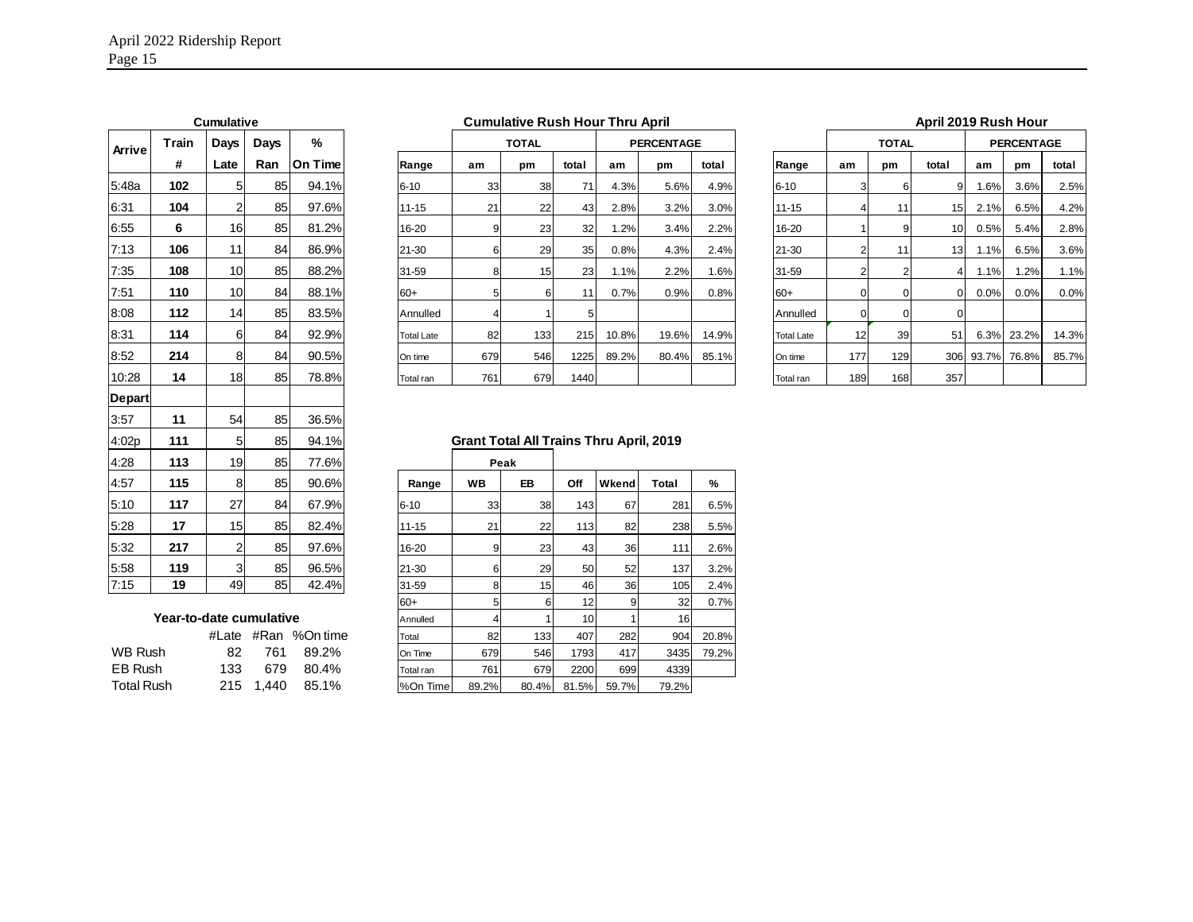### Cumulative

| Arrive | Train # | Days Late | Days Ran | % On Time |
|---|---|---|---|---|
| 5:48a | **102** | 5 | 85 | 94.1% |
| 6:31 | **104** | 2 | 85 | 97.6% |
| 6:55 | **6** | 16 | 85 | 81.2% |
| 7:13 | **106** | 11 | 84 | 86.9% |
| 7:35 | **108** | 10 | 85 | 88.2% |
| 7:51 | **110** | 10 | 84 | 88.1% |
| 8:08 | **112** | 14 | 85 | 83.5% |
| 8:31 | **114** | 6 | 84 | 92.9% |
| 8:52 | **214** | 8 | 84 | 90.5% |
| 10:28 | **14** | 18 | 85 | 78.8% |
| **Depart** | | | | |
| 3:57 | **11** | 54 | 85 | 36.5% |
| 4:02p | **111** | 5 | 85 | 94.1% |
| 4:28 | **113** | 19 | 85 | 77.6% |
| 4:57 | **115** | 8 | 85 | 90.6% |
| 5:10 | **117** | 27 | 84 | 67.9% |
| 5:28 | **17** | 15 | 85 | 82.4% |
| 5:32 | **217** | 2 | 85 | 97.6% |
| 5:58 | **119** | 3 | 85 | 96.5% |
| 7:15 | **19** | 49 | 85 | 42.4% |

### Year-to-date cumulative

| | #Late | #Ran | %On time |
|---|---|---|---|
| WB Rush | 82 | 761 | 89.2% |
| EB Rush | 133 | 679 | 80.4% |
| Total Rush | 215 | 1,440 | 85.1% |

### Cumulative Rush Hour Thru April

| | TOTAL | | | PERCENTAGE | | |
|---|---|---|---|---|---|---|
| Range | am | pm | total | am | pm | total |
| 6-10 | 33 | 38 | 71 | 4.3% | 5.6% | 4.9% |
| 11-15 | 21 | 22 | 43 | 2.8% | 3.2% | 3.0% |
| 16-20 | 9 | 23 | 32 | 1.2% | 3.4% | 2.2% |
| 21-30 | 6 | 29 | 35 | 0.8% | 4.3% | 2.4% |
| 31-59 | 8 | 15 | 23 | 1.1% | 2.2% | 1.6% |
| 60+ | 5 | 6 | 11 | 0.7% | 0.9% | 0.8% |
| Annulled | 4 | 1 | 5 | | | |
| Total Late | 82 | 133 | 215 | 10.8% | 19.6% | 14.9% |
| On time | 679 | 546 | 1225 | 89.2% | 80.4% | 85.1% |
| Total ran | 761 | 679 | 1440 | | | |

### Grant Total All Trains Thru April, 2019

| | Peak | | | | | |
|---|---|---|---|---|---|---|
| Range | WB | EB | Off | Wkend | Total | % |
| 6-10 | 33 | 38 | 143 | 67 | 281 | 6.5% |
| 11-15 | 21 | 22 | 113 | 82 | 238 | 5.5% |
| 16-20 | 9 | 23 | 43 | 36 | 111 | 2.6% |
| 21-30 | 6 | 29 | 50 | 52 | 137 | 3.2% |
| 31-59 | 8 | 15 | 46 | 36 | 105 | 2.4% |
| 60+ | 5 | 6 | 12 | 9 | 32 | 0.7% |
| Annulled | 4 | 1 | 10 | 1 | 16 | |
| Total | 82 | 133 | 407 | 282 | 904 | 20.8% |
| On Time | 679 | 546 | 1793 | 417 | 3435 | 79.2% |
| Total ran | 761 | 679 | 2200 | 699 | 4339 | |
| %On Time | 89.2% | 80.4% | 81.5% | 59.7% | 79.2% | |

### April 2019 Rush Hour

| | TOTAL | | | PERCENTAGE | | |
|---|---|---|---|---|---|---|
| Range | am | pm | total | am | pm | total |
| 6-10 | 3 | 6 | 9 | 1.6% | 3.6% | 2.5% |
| 11-15 | 4 | 11 | 15 | 2.1% | 6.5% | 4.2% |
| 16-20 | 1 | 9 | 10 | 0.5% | 5.4% | 2.8% |
| 21-30 | 2 | 11 | 13 | 1.1% | 6.5% | 3.6% |
| 31-59 | 2 | 2 | 4 | 1.1% | 1.2% | 1.1% |
| 60+ | 0 | 0 | 0 | 0.0% | 0.0% | 0.0% |
| Annulled | 0 | 0 | 0 | | | |
| Total Late | 12 | 39 | 51 | 6.3% | 23.2% | 14.3% |
| On time | 177 | 129 | 306 | 93.7% | 76.8% | 85.7% |
| Total ran | 189 | 168 | 357 | | | |